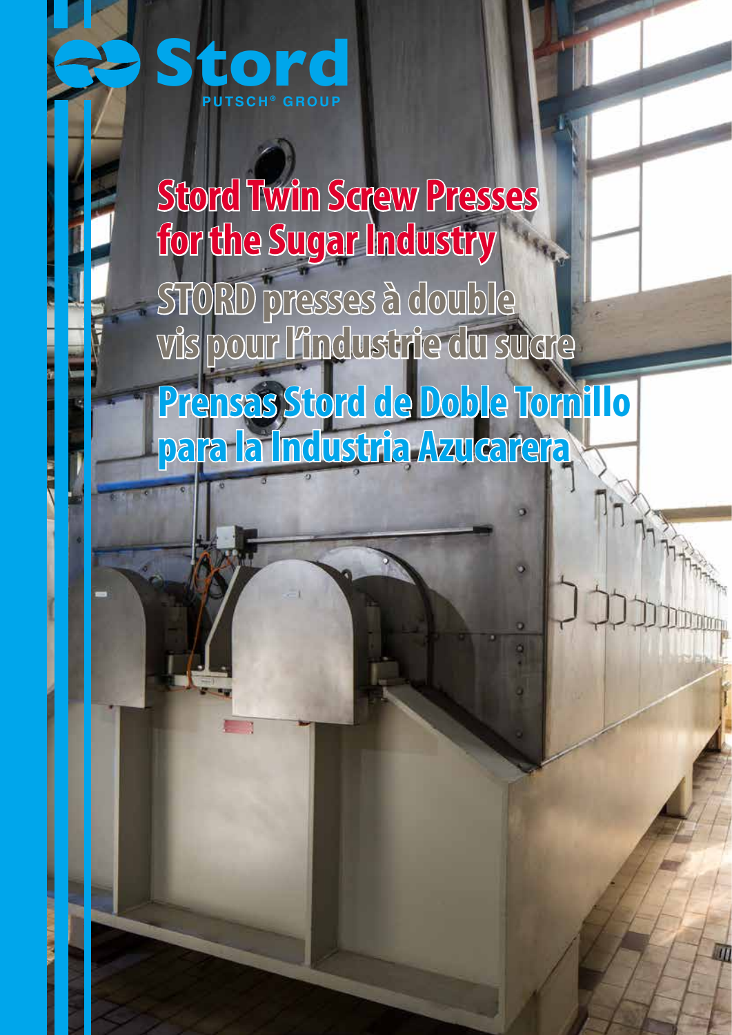Stord

PUTSCH® GROUP

# Stord Twin Screw Presses for the Sugar Industry

# STORD presses à double vis pour l'industrie du sucre

# Prensas Stord de Doble Tornillo para la Industria Azucarera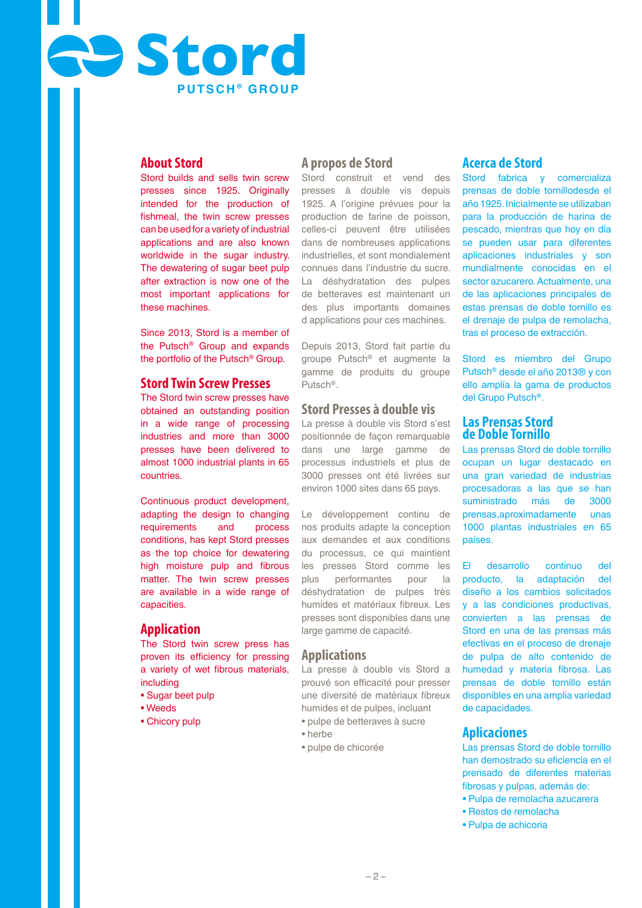Stord
PUTSCH® GROUP

## About Stord

Stord builds and sells twin screw presses since 1925. Originally intended for the production of fishmeal, the twin screw presses can be used for a variety of industrial applications and are also known worldwide in the sugar industry. The dewatering of sugar beet pulp after extraction is now one of the most important applications for these machines.

Since 2013, Stord is a member of the Putsch® Group and expands the portfolio of the Putsch® Group.

## Stord Twin Screw Presses

The Stord twin screw presses have obtained an outstanding position in a wide range of processing industries and more than 3000 presses have been delivered to almost 1000 industrial plants in 65 countries.

Continuous product development, adapting the design to changing requirements and process conditions, has kept Stord presses as the top choice for dewatering high moisture pulp and fibrous matter. The twin screw presses are available in a wide range of capacities.

## Application

The Stord twin screw press has proven its efficiency for pressing a variety of wet fibrous materials, including

- Sugar beet pulp
- Weeds
- Chicory pulp

## A propos de Stord

Stord construit et vend des presses à double vis depuis 1925. A l'origine prévues pour la production de farine de poisson, celles-ci peuvent être utilisées dans de nombreuses applications industrielles, et sont mondialement connues dans l'industrie du sucre. La déshydratation des pulpes de betteraves est maintenant un des plus importants domaines d applications pour ces machines.

Depuis 2013, Stord fait partie du groupe Putsch® et augmente la gamme de produits du groupe Putsch®.

## Stord Presses à double vis

La presse à double vis Stord s'est positionnée de façon remarquable dans une large gamme de processus industriels et plus de 3000 presses ont été livrées sur environ 1000 sites dans 65 pays.

Le développement continu de nos produits adapte la conception aux demandes et aux conditions du processus, ce qui maintient les presses Stord comme les plus performantes pour la déshydratation de pulpes très humides et matériaux fibreux. Les presses sont disponibles dans une large gamme de capacité.

## Applications

La presse à double vis Stord a prouvé son efficacité pour presser une diversité de matériaux fibreux humides et de pulpes, incluant

- pulpe de betteraves à sucre
- herbe
- pulpe de chicorée

## Acerca de Stord

Stord fabrica y comercializa prensas de doble tornillodesde el año 1925. Inicialmente se utilizaban para la producción de harina de pescado, mientras que hoy en día se pueden usar para diferentes aplicaciones industriales y son mundialmente conocidas en el sector azucarero. Actualmente, una de las aplicaciones principales de estas prensas de doble tornillo es el drenaje de pulpa de remolacha, tras el proceso de extracción.

Stord es miembro del Grupo Putsch® desde el año 2013® y con ello amplía la gama de productos del Grupo Putsch®.

## Las Prensas Stord de Doble Tornillo

Las prensas Stord de doble tornillo ocupan un lugar destacado en una gran variedad de industrias procesadoras a las que se han suministrado más de 3000 prensas,aproximadamente unas 1000 plantas industriales en 65 países.

El desarrollo continuo del producto, la adaptación del diseño a los cambios solicitados y a las condiciones productivas, convierten a las prensas de Stord en una de las prensas más efectivas en el proceso de drenaje de pulpa de alto contenido de humedad y materia fibrosa. Las prensas de doble tornillo están disponibles en una amplia variedad de capacidades.

## Aplicaciones

Las prensas Stord de doble tornillo han demostrado su eficiencia en el prensado de diferentes materias fibrosas y pulpas, además de:

- Pulpa de remolacha azucarera
- Restos de remolacha
- Pulpa de achicoria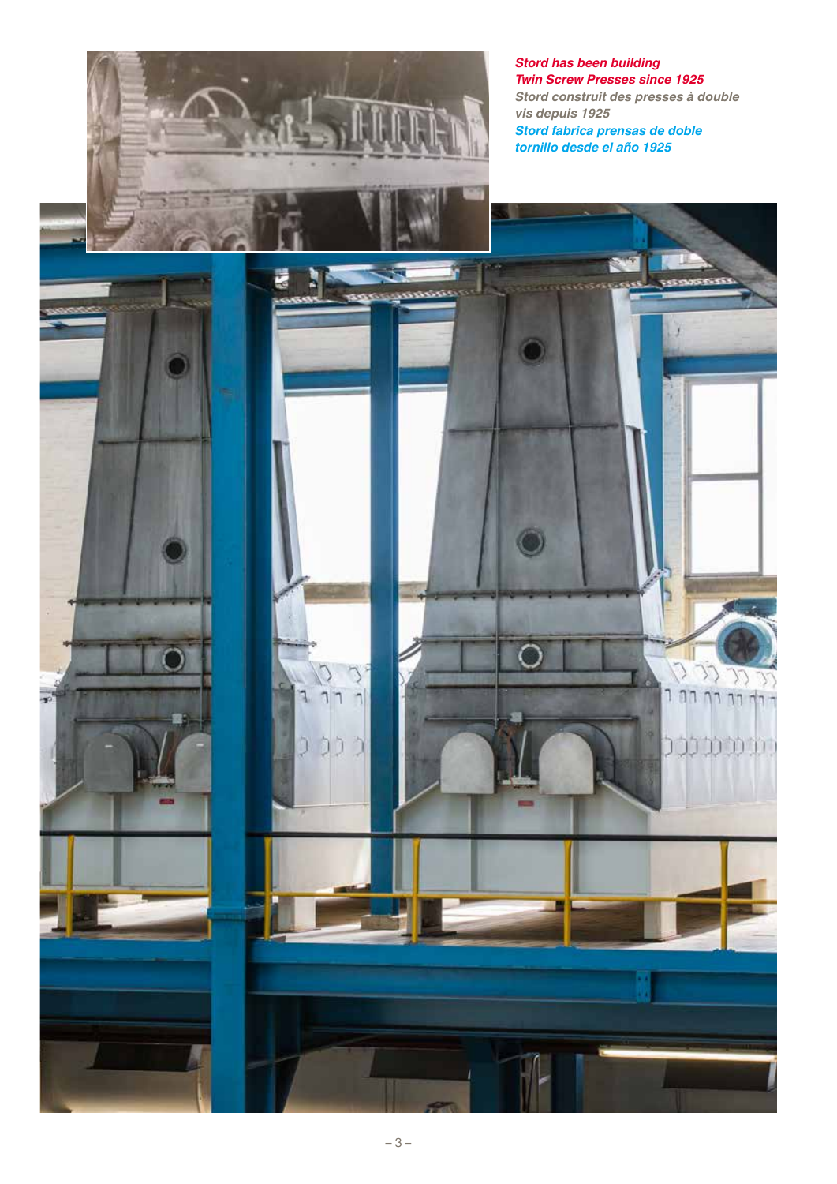*Stord has been building Twin Screw Presses since 1925*

*Stord construit des presses à double vis depuis 1925*

*Stord fabrica prensas de doble tornillo desde el año 1925*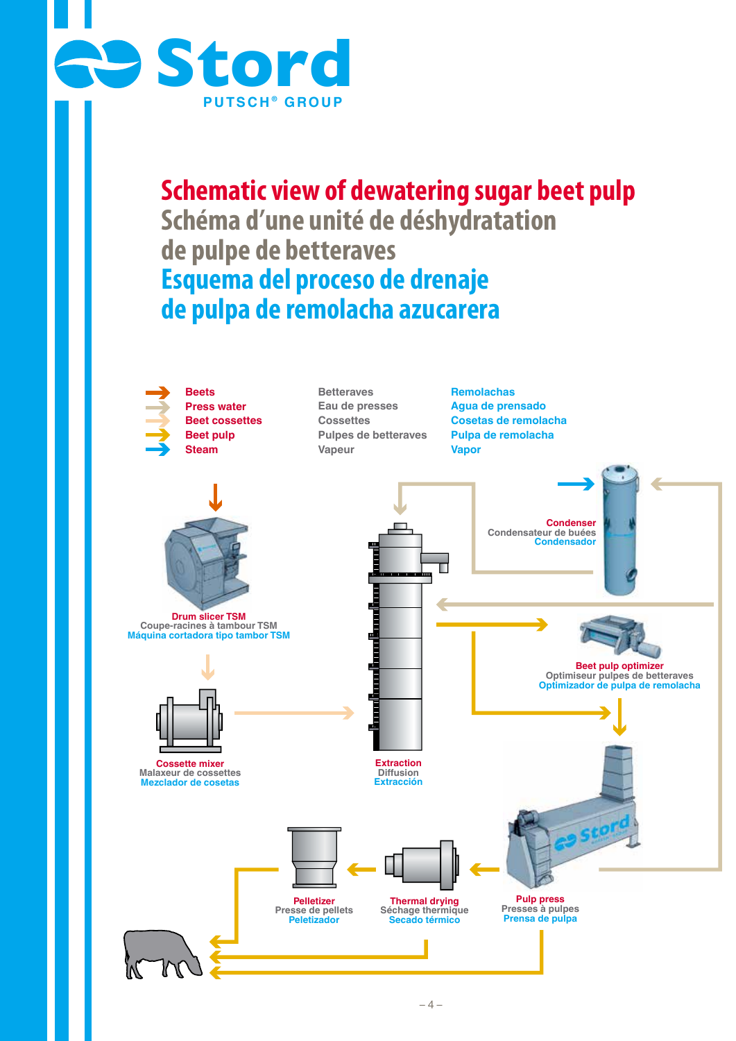# Schematic view of dewatering sugar beet pulp

# Schéma d'une unité de déshydratation de pulpe de betteraves

# Esquema del proceso de drenaje de pulpa de remolacha azucarera

| English | Français | Español |
|---|---|---|
| Beets | Betteraves | Remolachas |
| Press water | Eau de presses | Agua de prensado |
| Beet cossettes | Cossettes | Cosetas de remolacha |
| Beet pulp | Pulpes de betteraves | Pulpa de remolacha |
| Steam | Vapeur | Vapor |

**Drum slicer TSM**
Coupe-racines à tambour TSM
Máquina cortadora tipo tambor TSM

**Cossette mixer**
Malaxeur de cossettes
Mezclador de cosetas

**Extraction**
Diffusion
Extracción

**Condenser**
Condensateur de buées
Condensador

**Beet pulp optimizer**
Optimiseur pulpes de betteraves
Optimizador de pulpa de remolacha

**Pulp press**
Presses à pulpes
Prensa de pulpa

**Thermal drying**
Séchage thermique
Secado térmico

**Pelletizer**
Presse de pellets
Peletizador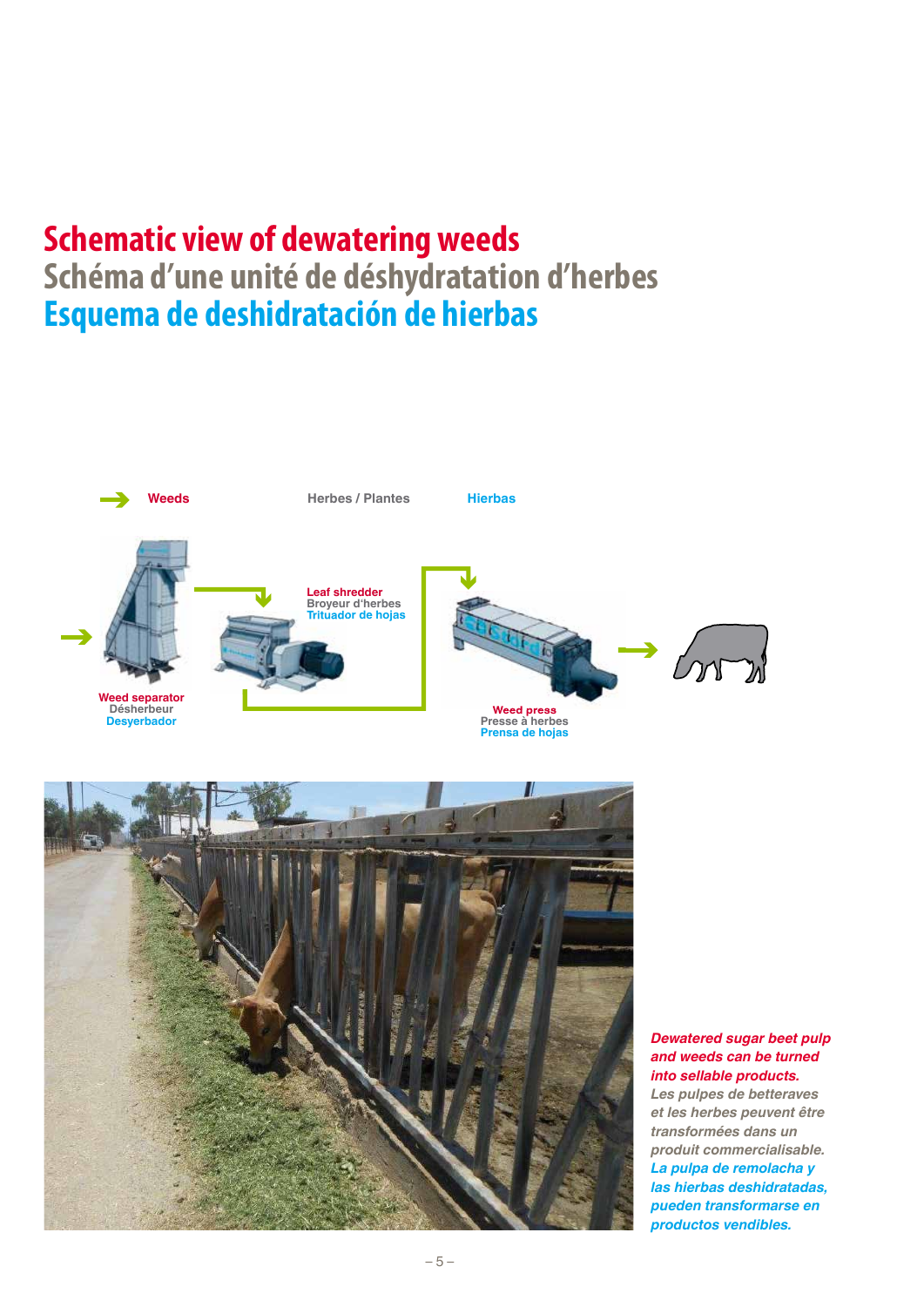# Schematic view of dewatering weeds
# Schéma d'une unité de déshydratation d'herbes
# Esquema de deshidratación de hierbas

Weeds Herbes / Plantes Hierbas

Weed separator
Désherbeur
Desyerbador

Leaf shredder
Broyeur d'herbes
Triturador de hojas

Weed press
Presse à herbes
Prensa de hojas

***Dewatered sugar beet pulp and weeds can be turned into sellable products.***
*Les pulpes de betteraves et les herbes peuvent être transformées dans un produit commercialisable.*
*La pulpa de remolacha y las hierbas deshidratadas, pueden transformarse en productos vendibles.*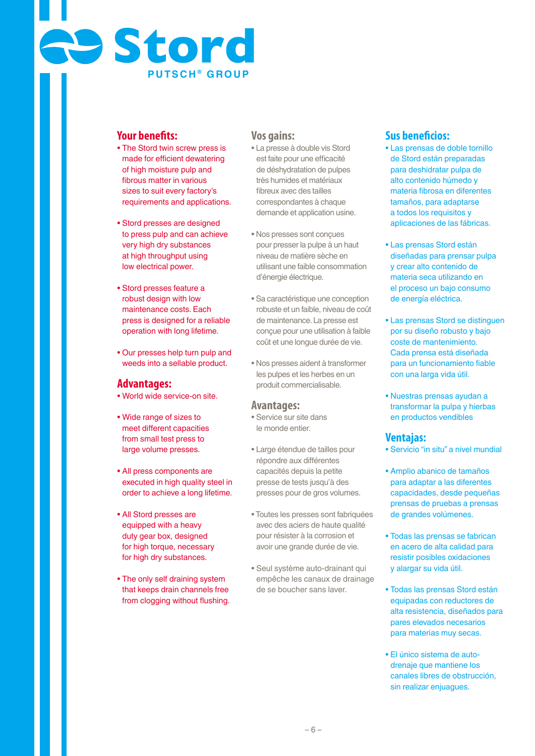Stord

PUTSCH® GROUP

## Your benefits:

- The Stord twin screw press is made for efficient dewatering of high moisture pulp and fibrous matter in various sizes to suit every factory's requirements and applications.
- Stord presses are designed to press pulp and can achieve very high dry substances at high throughput using low electrical power.
- Stord presses feature a robust design with low maintenance costs. Each press is designed for a reliable operation with long lifetime.
- Our presses help turn pulp and weeds into a sellable product.

## Advantages:

- World wide service-on site.
- Wide range of sizes to meet different capacities from small test press to large volume presses.
- All press components are executed in high quality steel in order to achieve a long lifetime.
- All Stord presses are equipped with a heavy duty gear box, designed for high torque, necessary for high dry substances.
- The only self draining system that keeps drain channels free from clogging without flushing.

## Vos gains:

- La presse à double vis Stord est faite pour une efficacité de déshydratation de pulpes très humides et matériaux fibreux avec des tailles correspondantes à chaque demande et application usine.
- Nos presses sont conçues pour presser la pulpe à un haut niveau de matière sèche en utilisant une faible consommation d'énergie électrique.
- Sa caractéristique une conception robuste et un faible, niveau de coût de maintenance. La presse est conçue pour une utilisation à faible coût et une longue durée de vie.
- Nos presses aident à transformer les pulpes et les herbes en un produit commercialisable.

## Avantages:

- Service sur site dans le monde entier.
- Large étendue de tailles pour répondre aux différentes capacités depuis la petite presse de tests jusqu'à des presses pour de gros volumes.
- Toutes les presses sont fabriquées avec des aciers de haute qualité pour résister à la corrosion et avoir une grande durée de vie.
- Seul système auto-drainant qui empêche les canaux de drainage de se boucher sans laver.

## Sus beneficios:

- Las prensas de doble tornillo de Stord están preparadas para deshidratar pulpa de alto contenido húmedo y materia fibrosa en diferentes tamaños, para adaptarse a todos los requisitos y aplicaciones de las fábricas.
- Las prensas Stord están diseñadas para prensar pulpa y crear alto contenido de materia seca utilizando en el proceso un bajo consumo de energía eléctrica.
- Las prensas Stord se distinguen por su diseño robusto y bajo coste de mantenimiento. Cada prensa está diseñada para un funcionamiento fiable con una larga vida útil.
- Nuestras prensas ayudan a transformar la pulpa y hierbas en productos vendibles.

## Ventajas:

- Servicio "in situ" a nivel mundial
- Amplio abanico de tamaños para adaptar a las diferentes capacidades, desde pequeñas prensas de pruebas a prensas de grandes volúmenes.
- Todas las prensas se fabrican en acero de alta calidad para resistir posibles oxidaciones y alargar su vida útil.
- Todas las prensas Stord están equipadas con reductores de alta resistencia, diseñados para pares elevados necesarios para materias muy secas.
- El único sistema de auto-drenaje que mantiene los canales libres de obstrucción, sin realizar enjuagues.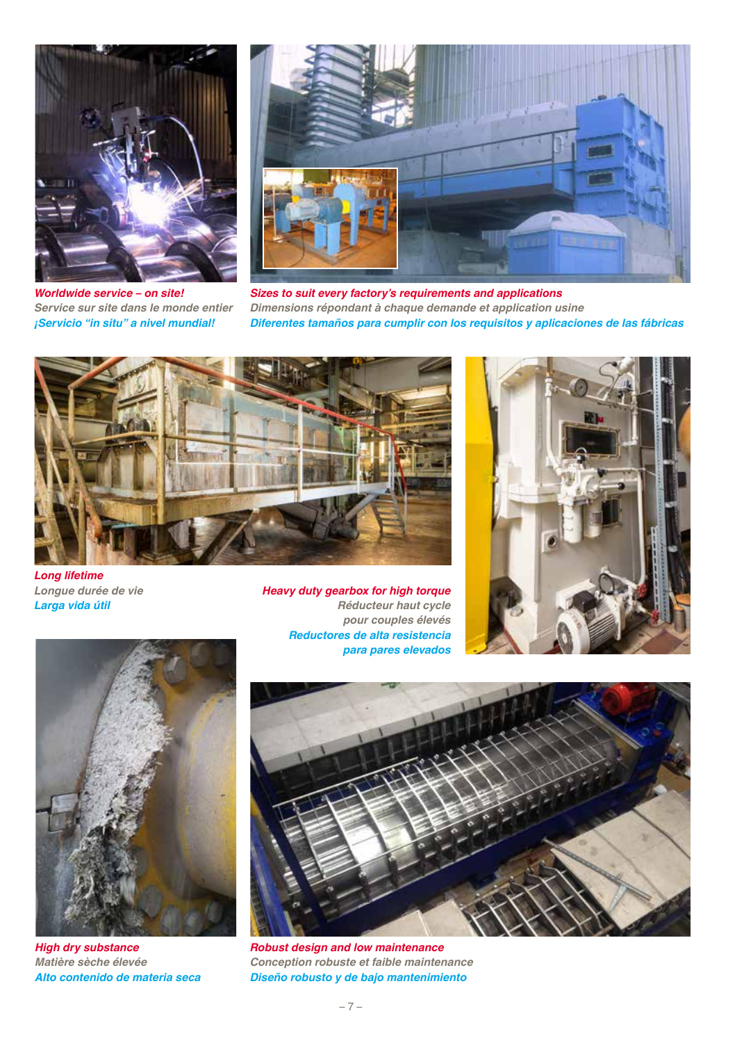*Worldwide service – on site!*
*Service sur site dans le monde entier*
*¡Servicio “in situ” a nivel mundial!*

*Sizes to suit every factory’s requirements and applications*
*Dimensions répondant à chaque demande et application usine*
*Diferentes tamaños para cumplir con los requisitos y aplicaciones de las fábricas*

*Long lifetime*
*Longue durée de vie*
*Larga vida útil*

*Heavy duty gearbox for high torque*
*Réducteur haut cycle pour couples élevés*
*Reductores de alta resistencia para pares elevados*

*High dry substance*
*Matière sèche élevée*
*Alto contenido de materia seca*

*Robust design and low maintenance*
*Conception robuste et faible maintenance*
*Diseño robusto y de bajo mantenimiento*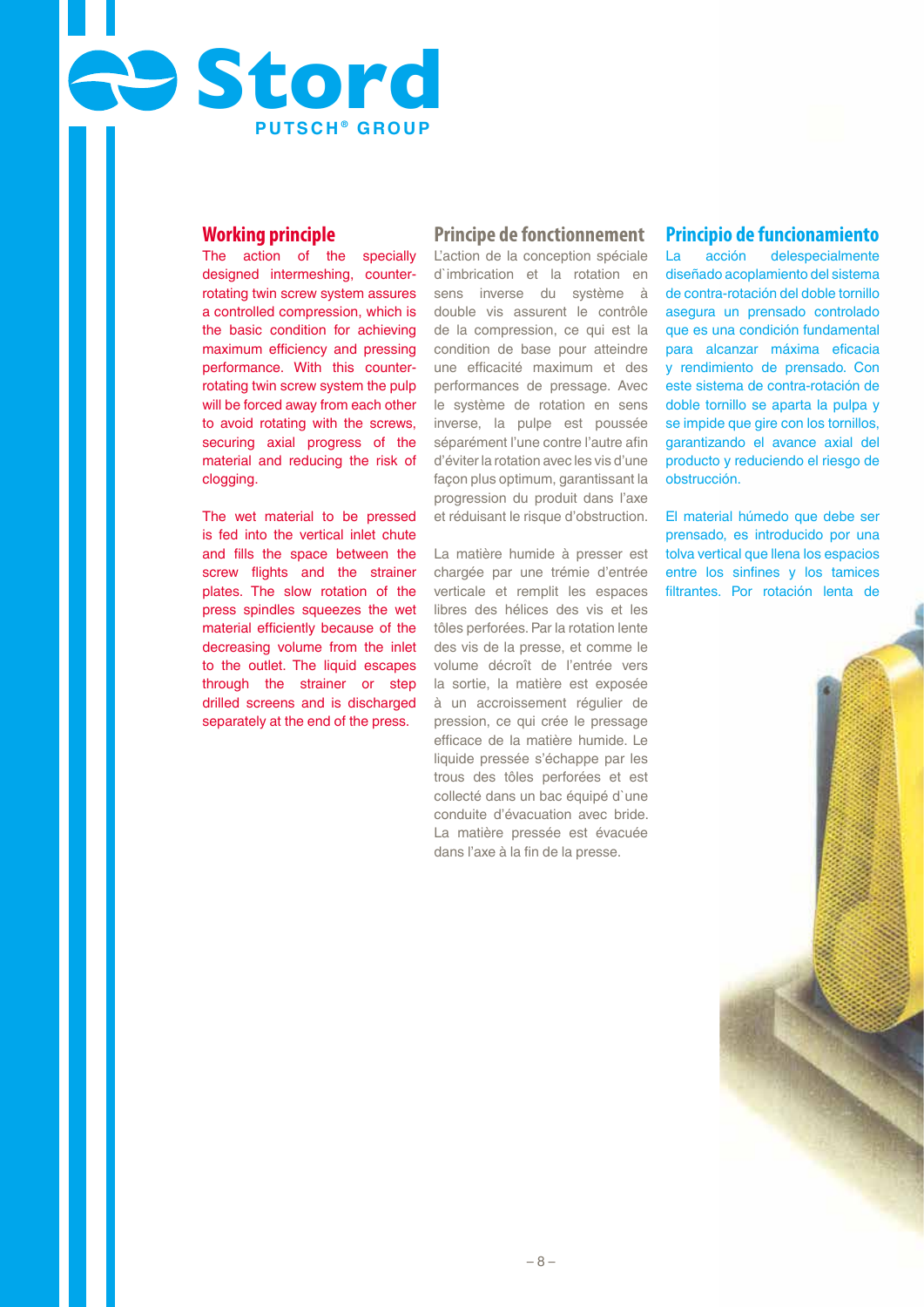## Working principle

The action of the specially designed intermeshing, counter-rotating twin screw system assures a controlled compression, which is the basic condition for achieving maximum efficiency and pressing performance. With this counter-rotating twin screw system the pulp will be forced away from each other to avoid rotating with the screws, securing axial progress of the material and reducing the risk of clogging.

The wet material to be pressed is fed into the vertical inlet chute and fills the space between the screw flights and the strainer plates. The slow rotation of the press spindles squeezes the wet material efficiently because of the decreasing volume from the inlet to the outlet. The liquid escapes through the strainer or step drilled screens and is discharged separately at the end of the press.

## Principe de fonctionnement

L'action de la conception spéciale d`imbrication et la rotation en sens inverse du système à double vis assurent le contrôle de la compression, ce qui est la condition de base pour atteindre une efficacité maximum et des performances de pressage. Avec le système de rotation en sens inverse, la pulpe est poussée séparément l'une contre l'autre afin d'éviter la rotation avec les vis d'une façon plus optimum, garantissant la progression du produit dans l'axe et réduisant le risque d'obstruction.

La matière humide à presser est chargée par une trémie d'entrée verticale et remplit les espaces libres des hélices des vis et les tôles perforées. Par la rotation lente des vis de la presse, et comme le volume décroît de l'entrée vers la sortie, la matière est exposée à un accroissement régulier de pression, ce qui crée le pressage efficace de la matière humide. Le liquide pressée s'échappe par les trous des tôles perforées et est collecté dans un bac équipé d`une conduite d'évacuation avec bride. La matière pressée est évacuée dans l'axe à la fin de la presse.

## Principio de funcionamiento

La acción delespecialmente diseñado acoplamiento del sistema de contra-rotación del doble tornillo asegura un prensado controlado que es una condición fundamental para alcanzar máxima eficacia y rendimiento de prensado. Con este sistema de contra-rotación de doble tornillo se aparta la pulpa y se impide que gire con los tornillos, garantizando el avance axial del producto y reduciendo el riesgo de obstrucción.

El material húmedo que debe ser prensado, es introducido por una tolva vertical que llena los espacios entre los sinfines y los tamices filtrantes. Por rotación lenta de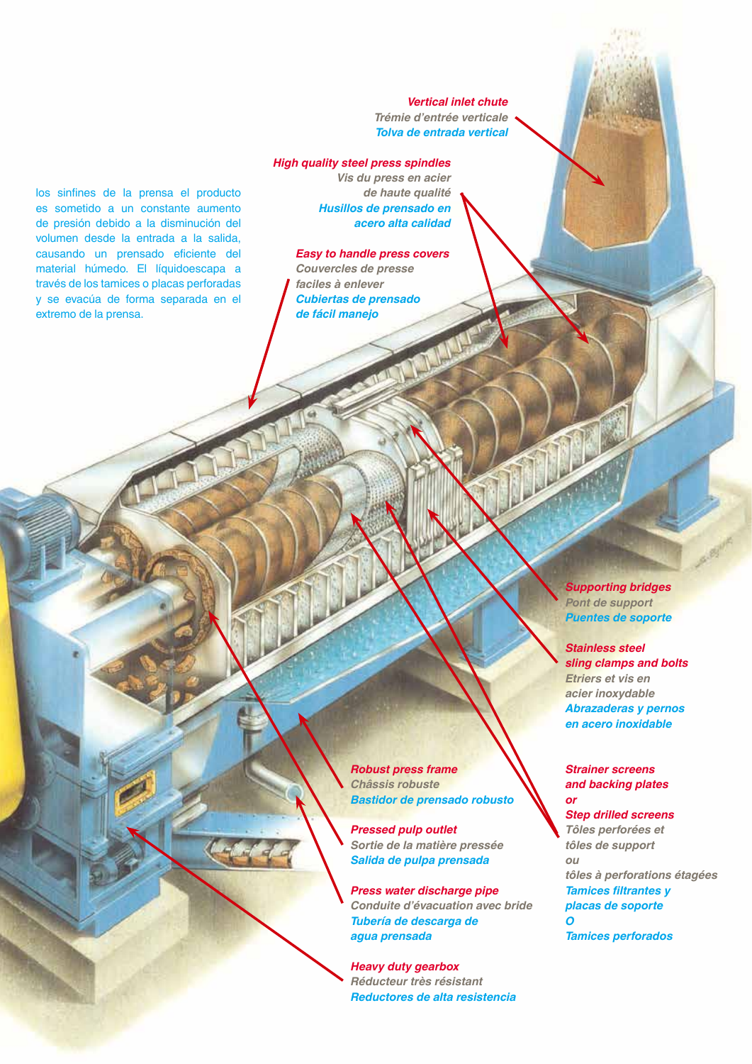los sinfines de la prensa el producto es sometido a un constante aumento de presión debido a la disminución del volumen desde la entrada a la salida, causando un prensado eficiente del material húmedo. El líquidoescapa a través de los tamices o placas perforadas y se evacúa de forma separada en el extremo de la prensa.

**Vertical inlet chute**
*Trémie d'entrée verticale*
*Tolva de entrada vertical*

**High quality steel press spindles**
*Vis du press en acier de haute qualité*
*Husillos de prensado en acero alta calidad*

**Easy to handle press covers**
*Couvercles de presse faciles à enlever*
*Cubiertas de prensado de fácil manejo*

**Supporting bridges**
Pont de support
Puentes de soporte

**Stainless steel sling clamps and bolts**
*Etriers et vis en acier inoxydable*
*Abrazaderas y pernos en acero inoxidable*

**Robust press frame**
*Châssis robuste*
*Bastidor de prensado robusto*

**Pressed pulp outlet**
*Sortie de la matière pressée*
*Salida de pulpa prensada*

**Press water discharge pipe**
*Conduite d'évacuation avec bride*
*Tubería de descarga de agua prensada*

**Heavy duty gearbox**
*Réducteur très résistant*
*Reductores de alta resistencia*

**Strainer screens and backing plates or Step drilled screens**
*Tôles perforées et tôles de support ou tôles à perforations étagées*
*Tamices filtrantes y placas de soporte O Tamices perforados*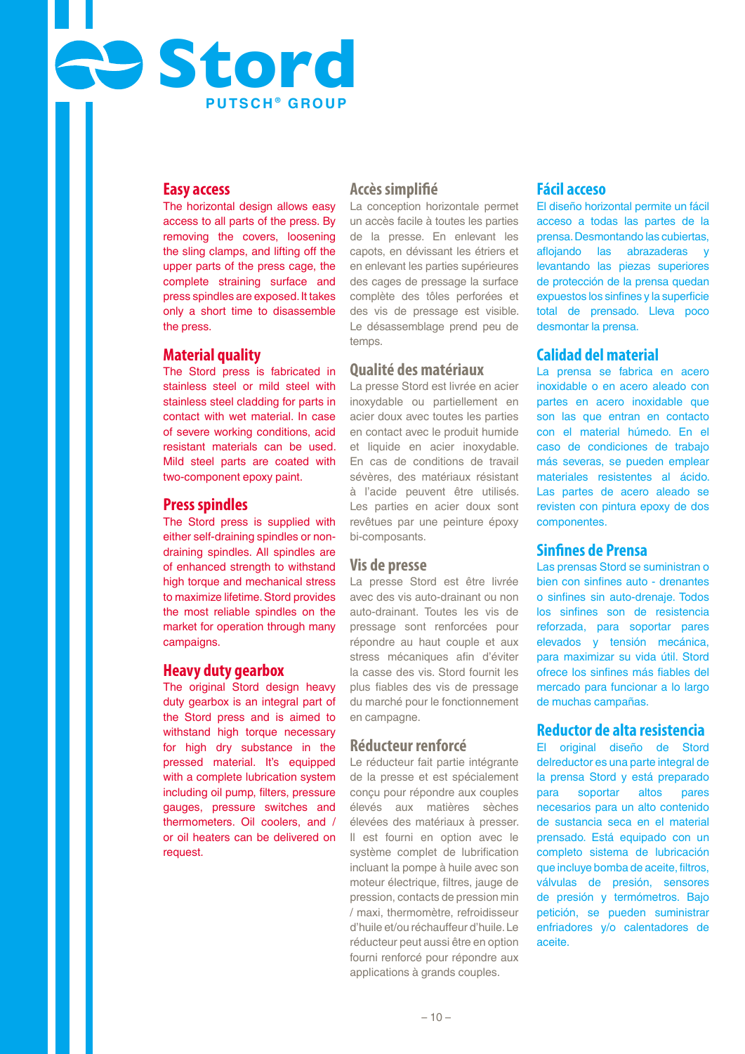Stord

PUTSCH® GROUP

## Easy access

The horizontal design allows easy access to all parts of the press. By removing the covers, loosening the sling clamps, and lifting off the upper parts of the press cage, the complete straining surface and press spindles are exposed. It takes only a short time to disassemble the press.

## Material quality

The Stord press is fabricated in stainless steel or mild steel with stainless steel cladding for parts in contact with wet material. In case of severe working conditions, acid resistant materials can be used. Mild steel parts are coated with two-component epoxy paint.

## Press spindles

The Stord press is supplied with either self-draining spindles or non-draining spindles. All spindles are of enhanced strength to withstand high torque and mechanical stress to maximize lifetime. Stord provides the most reliable spindles on the market for operation through many campaigns.

## Heavy duty gearbox

The original Stord design heavy duty gearbox is an integral part of the Stord press and is aimed to withstand high torque necessary for high dry substance in the pressed material. It's equipped with a complete lubrication system including oil pump, filters, pressure gauges, pressure switches and thermometers. Oil coolers, and / or oil heaters can be delivered on request.

## Accès simplifié

La conception horizontale permet un accès facile à toutes les parties de la presse. En enlevant les capots, en dévissant les étriers et en enlevant les parties supérieures des cages de pressage la surface complète des tôles perforées et des vis de pressage est visible. Le désassemblage prend peu de temps.

## Qualité des matériaux

La presse Stord est livrée en acier inoxydable ou partiellement en acier doux avec toutes les parties en contact avec le produit humide et liquide en acier inoxydable. En cas de conditions de travail sévères, des matériaux résistant à l'acide peuvent être utilisés. Les parties en acier doux sont revêtues par une peinture époxy bi-composants.

## Vis de presse

La presse Stord est être livrée avec des vis auto-drainant ou non auto-drainant. Toutes les vis de pressage sont renforcées pour répondre au haut couple et aux stress mécaniques afin d'éviter la casse des vis. Stord fournit les plus fiables des vis de pressage du marché pour le fonctionnement en campagne.

## Réducteur renforcé

Le réducteur fait partie intégrante de la presse et est spécialement conçu pour répondre aux couples élevés aux matières sèches élevées des matériaux à presser. Il est fourni en option avec le système complet de lubrification incluant la pompe à huile avec son moteur électrique, filtres, jauge de pression, contacts de pression min / maxi, thermomètre, refroidisseur d'huile et/ou réchauffeur d'huile. Le réducteur peut aussi être en option fourni renforcé pour répondre aux applications à grands couples.

## Fácil acceso

El diseño horizontal permite un fácil acceso a todas las partes de la prensa. Desmontando las cubiertas, aflojando las abrazaderas y levantando las piezas superiores de protección de la prensa quedan expuestos los sinfines y la superficie total de prensado. Lleva poco desmontar la prensa.

## Calidad del material

La prensa se fabrica en acero inoxidable o en acero aleado con partes en acero inoxidable que son las que entran en contacto con el material húmedo. En el caso de condiciones de trabajo más severas, se pueden emplear materiales resistentes al ácido. Las partes de acero aleado se revisten con pintura epoxy de dos componentes.

## Sinfines de Prensa

Las prensas Stord se suministran o bien con sinfines auto - drenantes o sinfines sin auto-drenaje. Todos los sinfines son de resistencia reforzada, para soportar pares elevados y tensión mecánica, para maximizar su vida útil. Stord ofrece los sinfines más fiables del mercado para funcionar a lo largo de muchas campañas.

## Reductor de alta resistencia

El original diseño de Stord delreductor es una parte integral de la prensa Stord y está preparado para soportar altos pares necesarios para un alto contenido de sustancia seca en el material prensado. Está equipado con un completo sistema de lubricación que incluye bomba de aceite, filtros, válvulas de presión, sensores de presión y termómetros. Bajo petición, se pueden suministrar enfriadores y/o calentadores de aceite.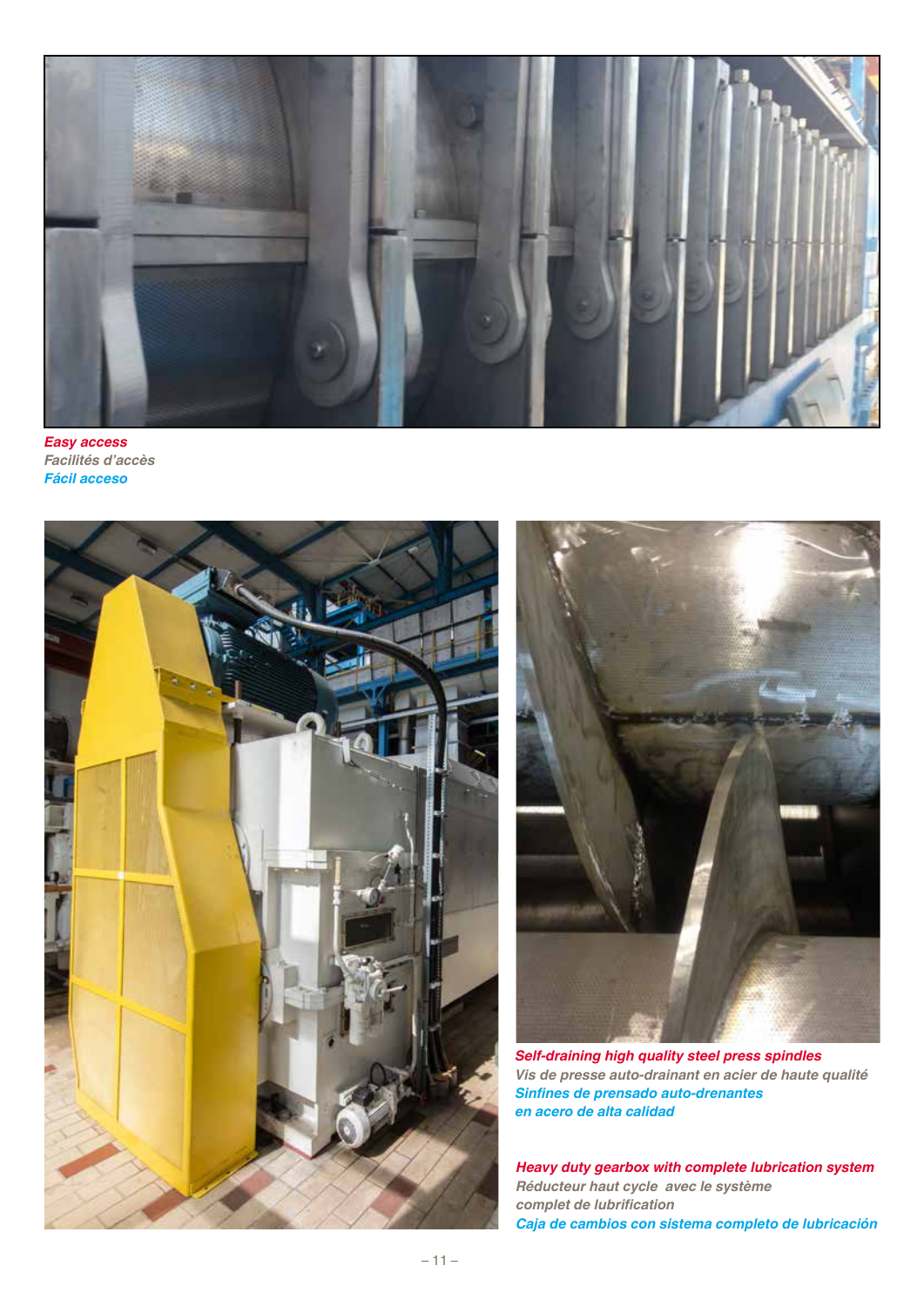*Easy access*
*Facilités d'accès*
*Fácil acceso*

*Self-draining high quality steel press spindles*
*Vis de presse auto-drainant en acier de haute qualité*
*Sinfines de prensado auto-drenantes en acero de alta calidad*

*Heavy duty gearbox with complete lubrication system*
*Réducteur haut cycle avec le système complet de lubrification*
*Caja de cambios con sistema completo de lubricación*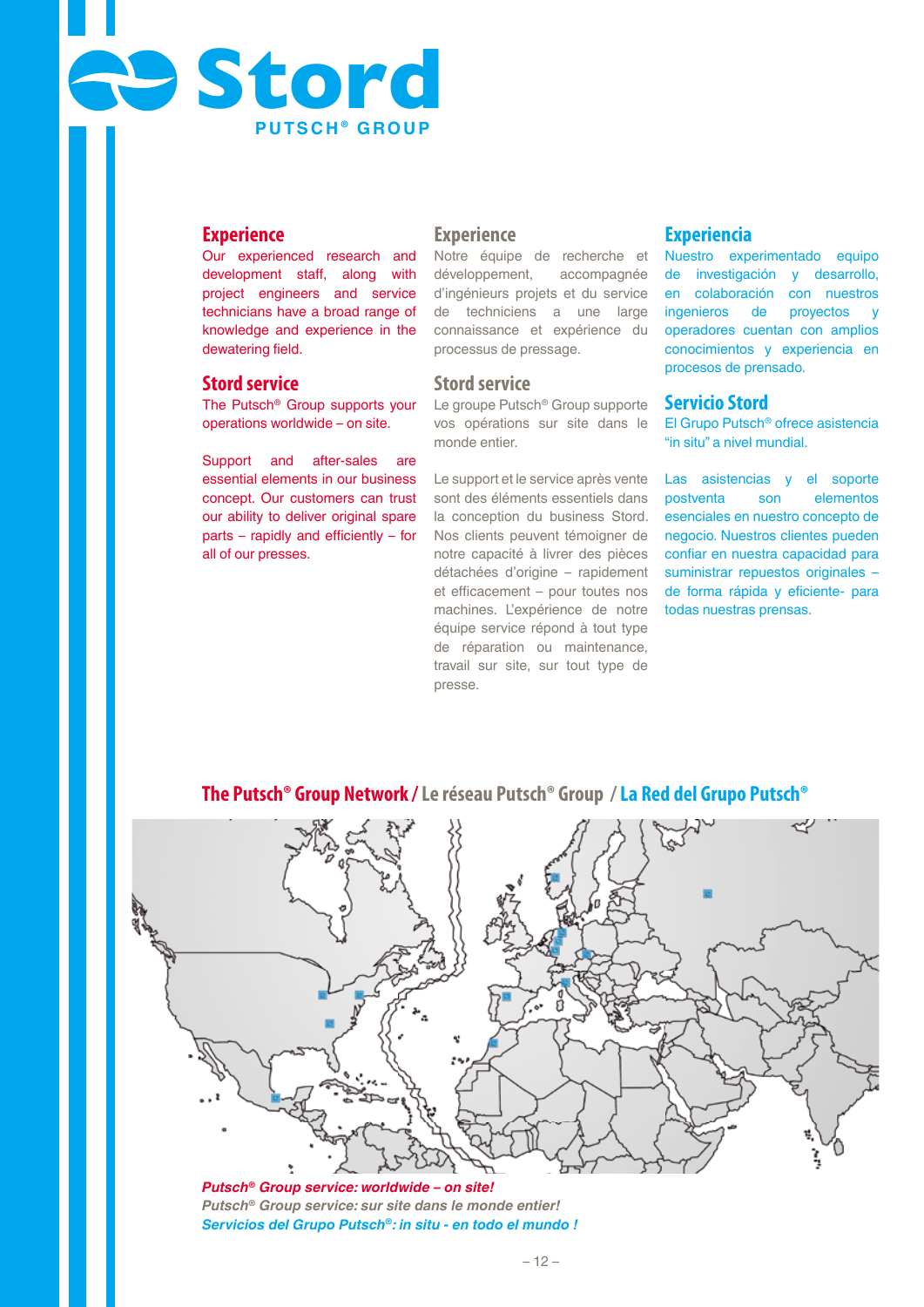Stord

PUTSCH® GROUP

## Experience

Our experienced research and development staff, along with project engineers and service technicians have a broad range of knowledge and experience in the dewatering field.

## Stord service

The Putsch® Group supports your operations worldwide – on site.

Support and after-sales are essential elements in our business concept. Our customers can trust our ability to deliver original spare parts – rapidly and efficiently – for all of our presses.

## Experience

Notre équipe de recherche et développement, accompagnée d'ingénieurs projets et du service de techniciens a une large connaissance et expérience du processus de pressage.

## Stord service

Le groupe Putsch® Group supporte vos opérations sur site dans le monde entier.

Le support et le service après vente sont des éléments essentiels dans la conception du business Stord. Nos clients peuvent témoigner de notre capacité à livrer des pièces détachées d'origine – rapidement et efficacement – pour toutes nos machines. L'expérience de notre équipe service répond à tout type de réparation ou maintenance, travail sur site, sur tout type de presse.

## Experiencia

Nuestro experimentado equipo de investigación y desarrollo, en colaboración con nuestros ingenieros de proyectos y operadores cuentan con amplios conocimientos y experiencia en procesos de prensado.

## Servicio Stord

El Grupo Putsch® ofrece asistencia "in situ" a nivel mundial.

Las asistencias y el soporte postventa son elementos esenciales en nuestro concepto de negocio. Nuestros clientes pueden confiar en nuestra capacidad para suministrar repuestos originales – de forma rápida y eficiente- para todas nuestras prensas.

## The Putsch® Group Network / Le réseau Putsch® Group / La Red del Grupo Putsch®

***Putsch® Group service: worldwide – on site!***

***Putsch® Group service: sur site dans le monde entier!***

***Servicios del Grupo Putsch®: in situ - en todo el mundo !***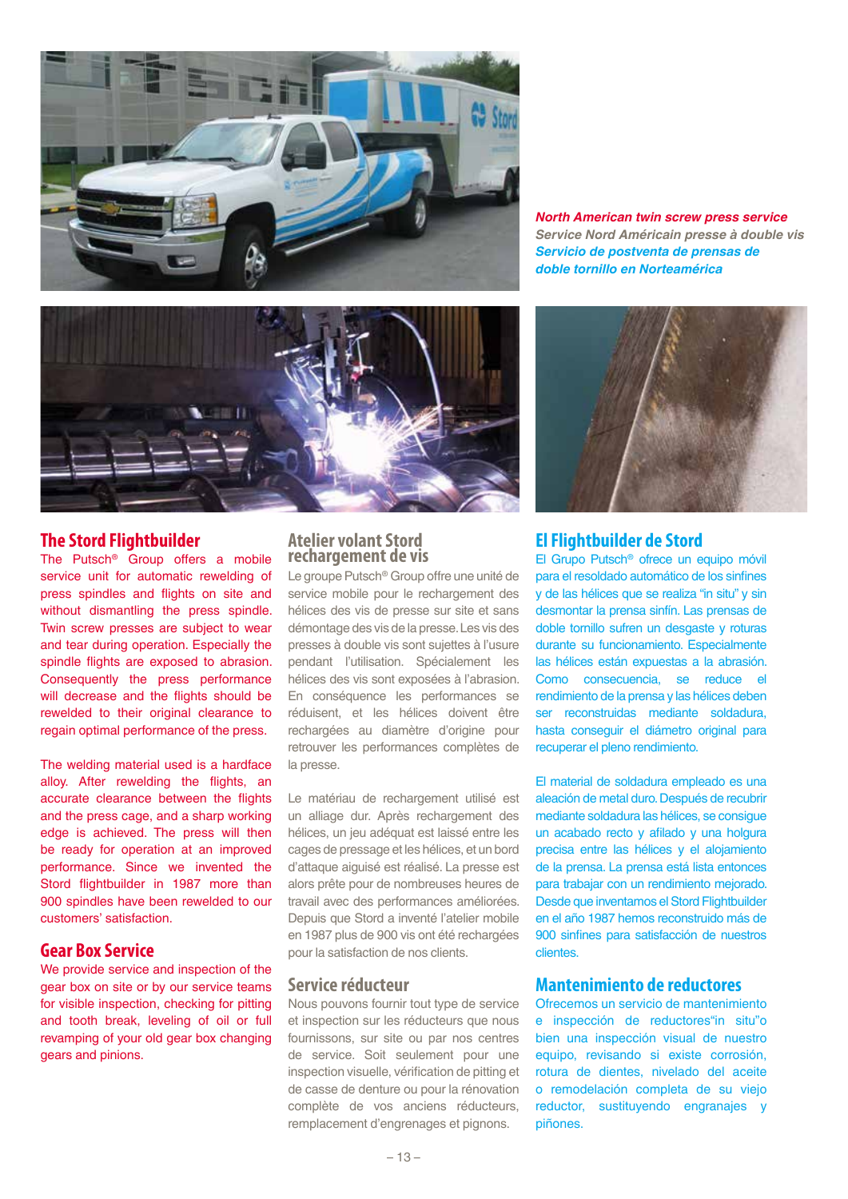*North American twin screw press service*
*Service Nord Américain presse à double vis*
*Servicio de postventa de prensas de doble tornillo en Norteamérica*

## The Stord Flightbuilder

The Putsch® Group offers a mobile service unit for automatic rewelding of press spindles and flights on site and without dismantling the press spindle. Twin screw presses are subject to wear and tear during operation. Especially the spindle flights are exposed to abrasion. Consequently the press performance will decrease and the flights should be rewelded to their original clearance to regain optimal performance of the press.

The welding material used is a hardface alloy. After rewelding the flights, an accurate clearance between the flights and the press cage, and a sharp working edge is achieved. The press will then be ready for operation at an improved performance. Since we invented the Stord flightbuilder in 1987 more than 900 spindles have been rewelded to our customers' satisfaction.

## Gear Box Service

We provide service and inspection of the gear box on site or by our service teams for visible inspection, checking for pitting and tooth break, leveling of oil or full revamping of your old gear box changing gears and pinions.

## Atelier volant Stord rechargement de vis

Le groupe Putsch® Group offre une unité de service mobile pour le rechargement des hélices des vis de presse sur site et sans démontage des vis de la presse. Les vis des presses à double vis sont sujettes à l'usure pendant l'utilisation. Spécialement les hélices des vis sont exposées à l'abrasion. En conséquence les performances se réduisent, et les hélices doivent être rechargées au diamètre d'origine pour retrouver les performances complètes de la presse.

Le matériau de rechargement utilisé est un alliage dur. Après rechargement des hélices, un jeu adéquat est laissé entre les cages de pressage et les hélices, et un bord d'attaque aiguisé est réalisé. La presse est alors prête pour de nombreuses heures de travail avec des performances améliorées. Depuis que Stord a inventé l'atelier mobile en 1987 plus de 900 vis ont été rechargées pour la satisfaction de nos clients.

## Service réducteur

Nous pouvons fournir tout type de service et inspection sur les réducteurs que nous fournissons, sur site ou par nos centres de service. Soit seulement pour une inspection visuelle, vérification de pitting et de casse de denture ou pour la rénovation complète de vos anciens réducteurs, remplacement d'engrenages et pignons.

## El Flightbuilder de Stord

El Grupo Putsch® ofrece un equipo móvil para el resoldado automático de los sinfines y de las hélices que se realiza "in situ" y sin desmontar la prensa sinfín. Las prensas de doble tornillo sufren un desgaste y roturas durante su funcionamiento. Especialmente las hélices están expuestas a la abrasión. Como consecuencia, se reduce el rendimiento de la prensa y las hélices deben ser reconstruidas mediante soldadura, hasta conseguir el diámetro original para recuperar el pleno rendimiento.

El material de soldadura empleado es una aleación de metal duro. Después de recubrir mediante soldadura las hélices, se consigue un acabado recto y afilado y una holgura precisa entre las hélices y el alojamiento de la prensa. La prensa está lista entonces para trabajar con un rendimiento mejorado. Desde que inventamos el Stord Flightbuilder en el año 1987 hemos reconstruido más de 900 sinfines para satisfacción de nuestros clientes.

## Mantenimiento de reductores

Ofrecemos un servicio de mantenimiento e inspección de reductores"in situ"o bien una inspección visual de nuestro equipo, revisando si existe corrosión, rotura de dientes, nivelado del aceite o remodelación completa de su viejo reductor, sustituyendo engranajes y piñones.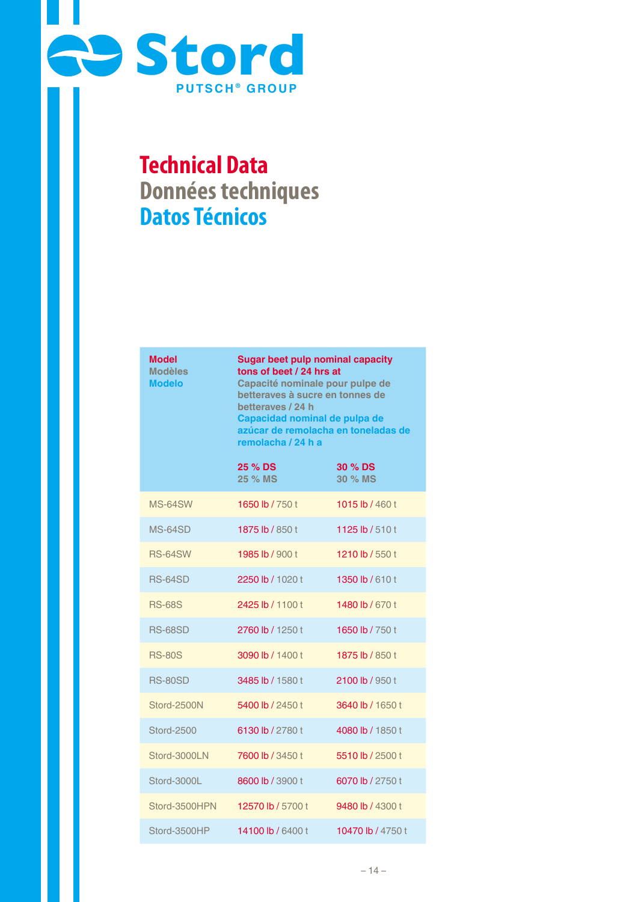Stord
PUTSCH® GROUP

# Technical Data
# Données techniques
# Datos Técnicos

| Model<br>Modèles<br>Modelo | Sugar beet pulp nominal capacity tons of beet / 24 hrs at<br>Capacité nominale pour pulpe de betteraves à sucre en tonnes de betteraves / 24 h<br>Capacidad nominal de pulpa de azúcar de remolacha en toneladas de remolacha / 24 h a | |
|---|---|---|
| | 25 % DS<br>25 % MS | 30 % DS<br>30 % MS |
| MS-64SW | 1650 lb / 750 t | 1015 lb / 460 t |
| MS-64SD | 1875 lb / 850 t | 1125 lb / 510 t |
| RS-64SW | 1985 lb / 900 t | 1210 lb / 550 t |
| RS-64SD | 2250 lb / 1020 t | 1350 lb / 610 t |
| RS-68S | 2425 lb / 1100 t | 1480 lb / 670 t |
| RS-68SD | 2760 lb / 1250 t | 1650 lb / 750 t |
| RS-80S | 3090 lb / 1400 t | 1875 lb / 850 t |
| RS-80SD | 3485 lb / 1580 t | 2100 lb / 950 t |
| Stord-2500N | 5400 lb / 2450 t | 3640 lb / 1650 t |
| Stord-2500 | 6130 lb / 2780 t | 4080 lb / 1850 t |
| Stord-3000LN | 7600 lb / 3450 t | 5510 lb / 2500 t |
| Stord-3000L | 8600 lb / 3900 t | 6070 lb / 2750 t |
| Stord-3500HPN | 12570 lb / 5700 t | 9480 lb / 4300 t |
| Stord-3500HP | 14100 lb / 6400 t | 10470 lb / 4750 t |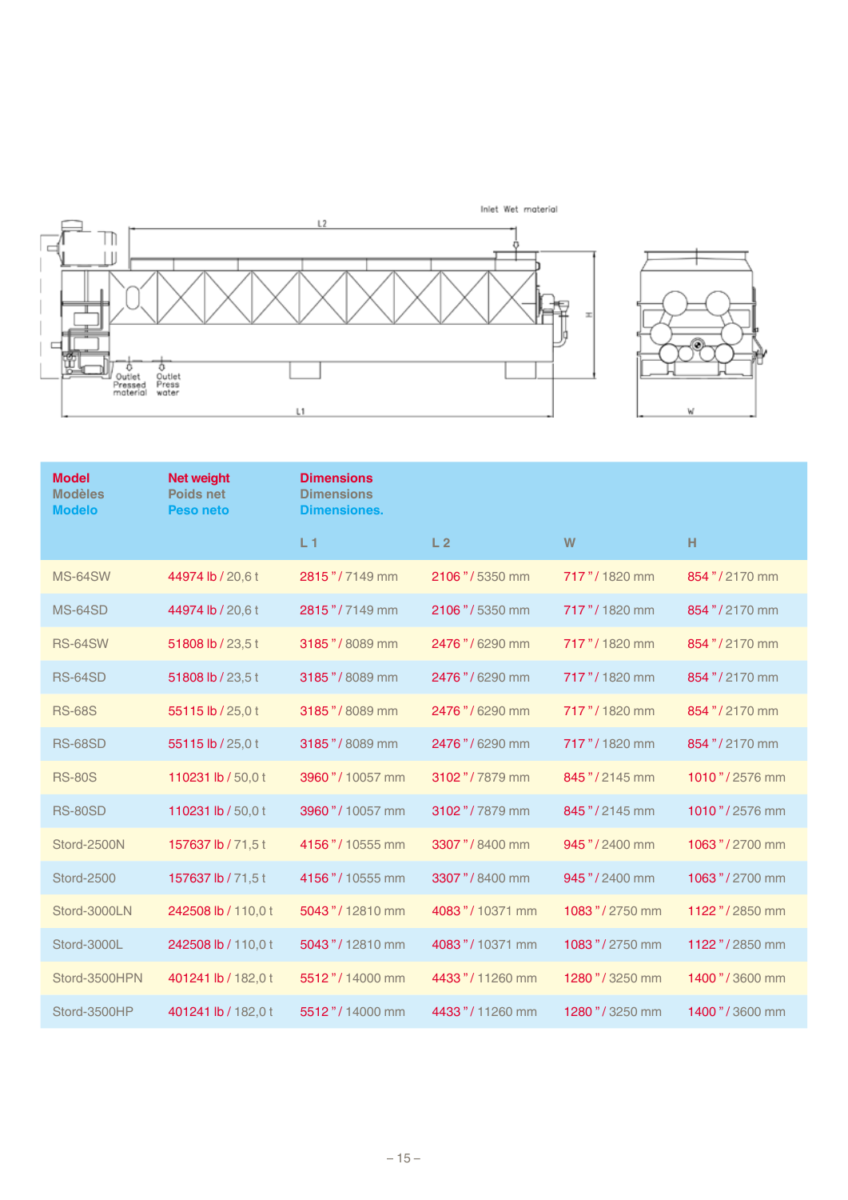| Model<br>Modèles<br>Modelo | Net weight<br>Poids net<br>Peso neto | Dimensions<br>Dimensions<br>Dimensiones.<br>L 1 | L 2 | W | H |
|---|---|---|---|---|---|
| MS-64SW | 44974 lb / 20,6 t | 2815 " / 7149 mm | 2106 " / 5350 mm | 717 " / 1820 mm | 854 " / 2170 mm |
| MS-64SD | 44974 lb / 20,6 t | 2815 " / 7149 mm | 2106 " / 5350 mm | 717 " / 1820 mm | 854 " / 2170 mm |
| RS-64SW | 51808 lb / 23,5 t | 3185 " / 8089 mm | 2476 " / 6290 mm | 717 " / 1820 mm | 854 " / 2170 mm |
| RS-64SD | 51808 lb / 23,5 t | 3185 " / 8089 mm | 2476 " / 6290 mm | 717 " / 1820 mm | 854 " / 2170 mm |
| RS-68S | 55115 lb / 25,0 t | 3185 " / 8089 mm | 2476 " / 6290 mm | 717 " / 1820 mm | 854 " / 2170 mm |
| RS-68SD | 55115 lb / 25,0 t | 3185 " / 8089 mm | 2476 " / 6290 mm | 717 " / 1820 mm | 854 " / 2170 mm |
| RS-80S | 110231 lb / 50,0 t | 3960 " / 10057 mm | 3102 " / 7879 mm | 845 " / 2145 mm | 1010 " / 2576 mm |
| RS-80SD | 110231 lb / 50,0 t | 3960 " / 10057 mm | 3102 " / 7879 mm | 845 " / 2145 mm | 1010 " / 2576 mm |
| Stord-2500N | 157637 lb / 71,5 t | 4156 " / 10555 mm | 3307 " / 8400 mm | 945 " / 2400 mm | 1063 " / 2700 mm |
| Stord-2500 | 157637 lb / 71,5 t | 4156 " / 10555 mm | 3307 " / 8400 mm | 945 " / 2400 mm | 1063 " / 2700 mm |
| Stord-3000LN | 242508 lb / 110,0 t | 5043 " / 12810 mm | 4083 " / 10371 mm | 1083 " / 2750 mm | 1122 " / 2850 mm |
| Stord-3000L | 242508 lb / 110,0 t | 5043 " / 12810 mm | 4083 " / 10371 mm | 1083 " / 2750 mm | 1122 " / 2850 mm |
| Stord-3500HPN | 401241 lb / 182,0 t | 5512 " / 14000 mm | 4433 " / 11260 mm | 1280 " / 3250 mm | 1400 " / 3600 mm |
| Stord-3500HP | 401241 lb / 182,0 t | 5512 " / 14000 mm | 4433 " / 11260 mm | 1280 " / 3250 mm | 1400 " / 3600 mm |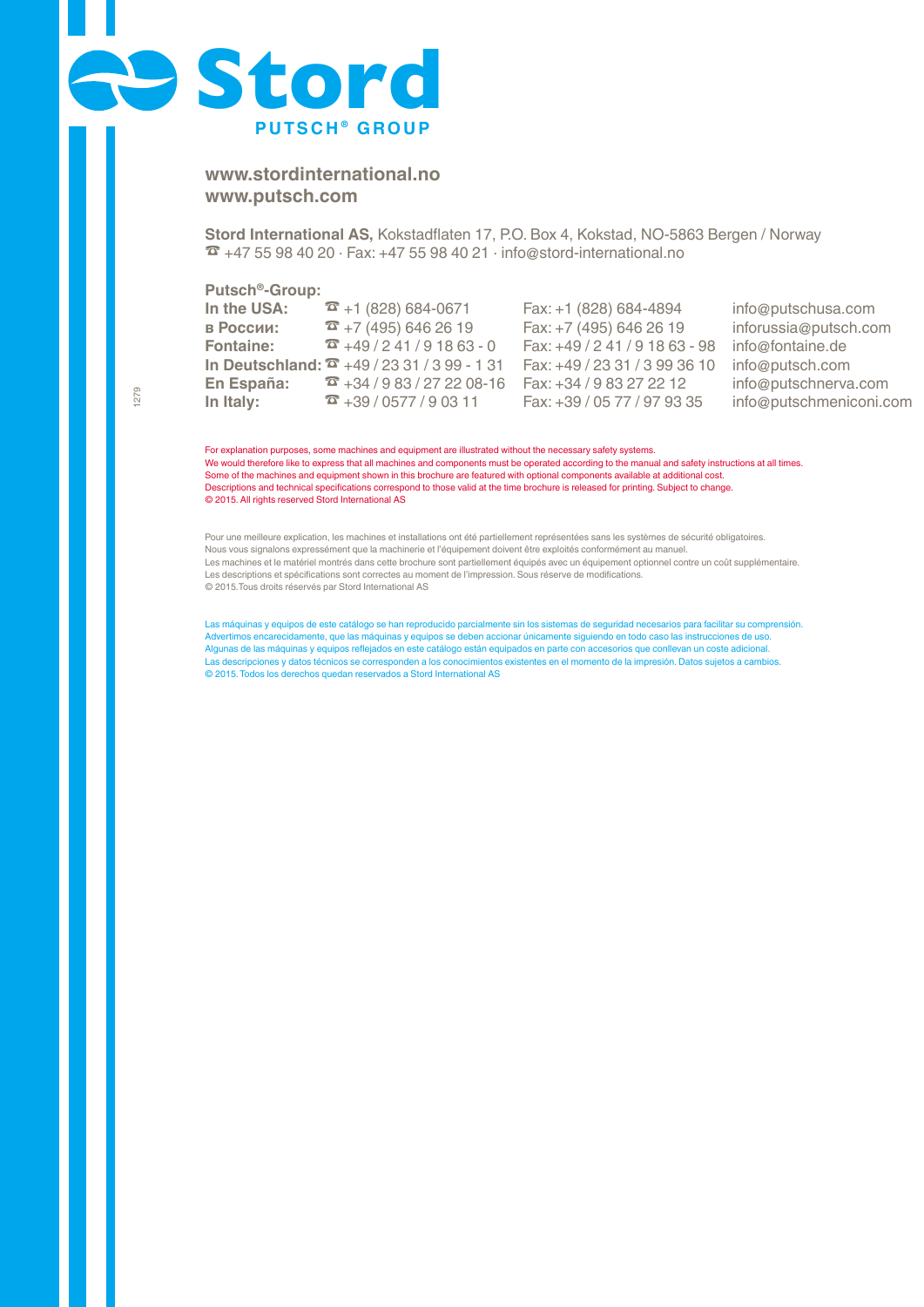# Stord

**PUTSCH® GROUP**

**www.stordinternational.no**
**www.putsch.com**

**Stord International AS,** Kokstadflaten 17, P.O. Box 4, Kokstad, NO-5863 Bergen / Norway
☎ +47 55 98 40 20 · Fax: +47 55 98 40 21 · info@stord-international.no

**Putsch®-Group:**

| | | | |
|---|---|---|---|
| **In the USA:** | ☎ +1 (828) 684-0671 | Fax: +1 (828) 684-4894 | info@putschusa.com |
| **в России:** | ☎ +7 (495) 646 26 19 | Fax: +7 (495) 646 26 19 | inforussia@putsch.com |
| **Fontaine:** | ☎ +49 / 2 41 / 9 18 63 - 0 | Fax: +49 / 2 41 / 9 18 63 - 98 | info@fontaine.de |
| **In Deutschland:** | ☎ +49 / 23 31 / 3 99 - 1 31 | Fax: +49 / 23 31 / 3 99 36 10 | info@putsch.com |
| **En España:** | ☎ +34 / 9 83 / 27 22 08-16 | Fax: +34 / 9 83 27 22 12 | info@putschnerva.com |
| **In Italy:** | ☎ +39 / 0577 / 9 03 11 | Fax: +39 / 05 77 / 97 93 35 | info@putschmeniconi.com |

1279

For explanation purposes, some machines and equipment are illustrated without the necessary safety systems.
We would therefore like to express that all machines and components must be operated according to the manual and safety instructions at all times.
Some of the machines and equipment shown in this brochure are featured with optional components available at additional cost.
Descriptions and technical specifications correspond to those valid at the time brochure is released for printing. Subject to change.
© 2015. All rights reserved Stord International AS

Pour une meilleure explication, les machines et installations ont été partiellement représentées sans les systèmes de sécurité obligatoires.
Nous vous signalons expressément que la machinerie et l'équipement doivent être exploités conformément au manuel.
Les machines et le matériel montrés dans cette brochure sont partiellement équipés avec un équipement optionnel contre un coût supplémentaire.
Les descriptions et spécifications sont correctes au moment de l'impression. Sous réserve de modifications.
© 2015.Tous droits réservés par Stord International AS

Las máquinas y equipos de este catálogo se han reproducido parcialmente sin los sistemas de seguridad necesarios para facilitar su comprensión.
Advertimos encarecidamente, que las máquinas y equipos se deben accionar únicamente siguiendo en todo caso las instrucciones de uso.
Algunas de las máquinas y equipos reflejados en este catálogo están equipados en parte con accesorios que conllevan un coste adicional.
Las descripciones y datos técnicos se corresponden a los conocimientos existentes en el momento de la impresión. Datos sujetos a cambios.
© 2015. Todos los derechos quedan reservados a Stord International AS